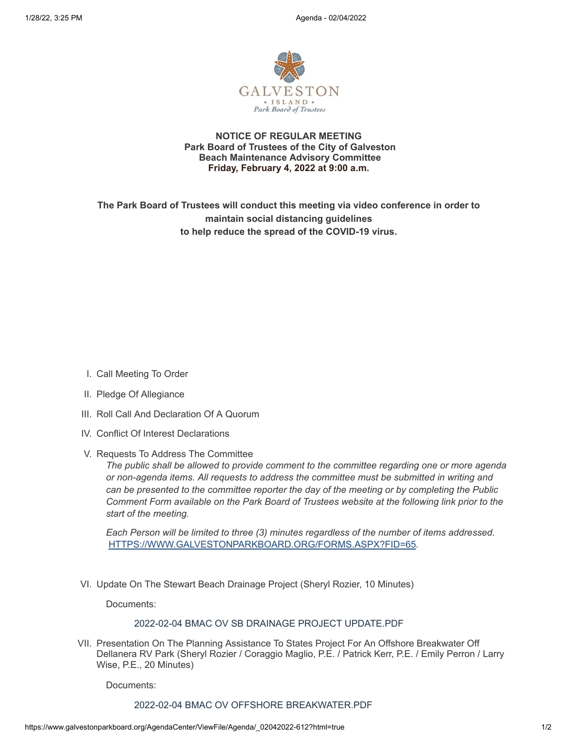GALVESTON
* ISLAND *
Park Board of Trustees

**NOTICE OF REGULAR MEETING**
**Park Board of Trustees of the City of Galveston**
**Beach Maintenance Advisory Committee**
**Friday, February 4, 2022 at 9:00 a.m.**

**The Park Board of Trustees will conduct this meeting via video conference in order to maintain social distancing guidelines to help reduce the spread of the COVID-19 virus.**

I. Call Meeting To Order

II. Pledge Of Allegiance

III. Roll Call And Declaration Of A Quorum

IV. Conflict Of Interest Declarations

V. Requests To Address The Committee

   *The public shall be allowed to provide comment to the committee regarding one or more agenda or non-agenda items. All requests to address the committee must be submitted in writing and can be presented to the committee reporter the day of the meeting or by completing the Public Comment Form available on the Park Board of Trustees website at the following link prior to the start of the meeting.*

   *Each Person will be limited to three (3) minutes regardless of the number of items addressed.* HTTPS://WWW.GALVESTONPARKBOARD.ORG/FORMS.ASPX?FID=65*.*

VI. Update On The Stewart Beach Drainage Project (Sheryl Rozier, 10 Minutes)

   Documents:

   2022-02-04 BMAC OV SB DRAINAGE PROJECT UPDATE.PDF

VII. Presentation On The Planning Assistance To States Project For An Offshore Breakwater Off Dellanera RV Park (Sheryl Rozier / Coraggio Maglio, P.E. / Patrick Kerr, P.E. / Emily Perron / Larry Wise, P.E., 20 Minutes)

   Documents:

   2022-02-04 BMAC OV OFFSHORE BREAKWATER.PDF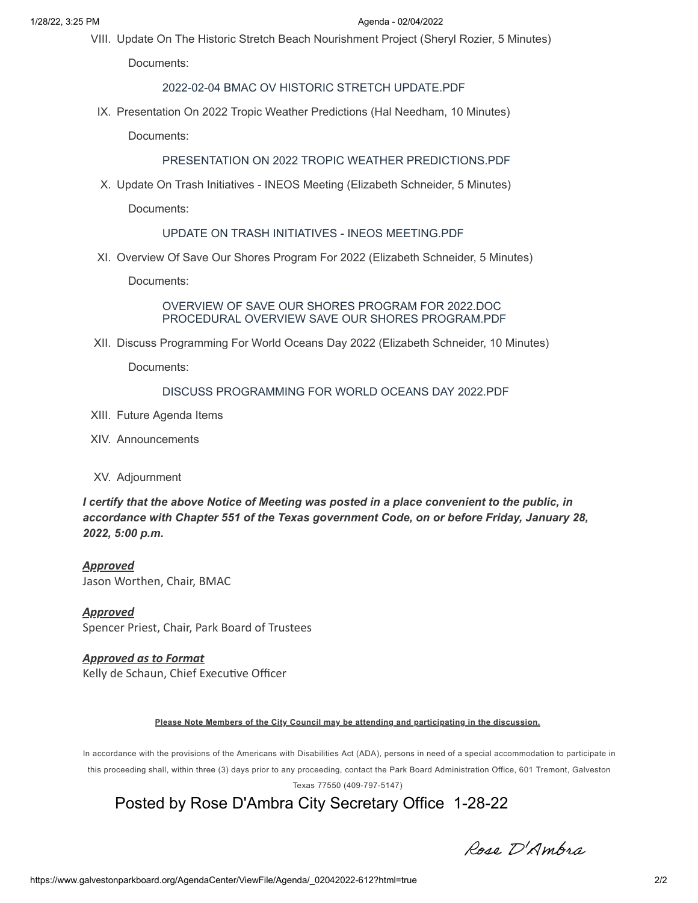VIII. Update On The Historic Stretch Beach Nourishment Project (Sheryl Rozier, 5 Minutes)

Documents:

2022-02-04 BMAC OV HISTORIC STRETCH UPDATE.PDF

IX. Presentation On 2022 Tropic Weather Predictions (Hal Needham, 10 Minutes)

Documents:

PRESENTATION ON 2022 TROPIC WEATHER PREDICTIONS.PDF

X. Update On Trash Initiatives - INEOS Meeting (Elizabeth Schneider, 5 Minutes)

Documents:

UPDATE ON TRASH INITIATIVES - INEOS MEETING.PDF

XI. Overview Of Save Our Shores Program For 2022 (Elizabeth Schneider, 5 Minutes)

Documents:

OVERVIEW OF SAVE OUR SHORES PROGRAM FOR 2022.DOC
PROCEDURAL OVERVIEW SAVE OUR SHORES PROGRAM.PDF

XII. Discuss Programming For World Oceans Day 2022 (Elizabeth Schneider, 10 Minutes)

Documents:

DISCUSS PROGRAMMING FOR WORLD OCEANS DAY 2022.PDF

XIII. Future Agenda Items

XIV. Announcements

XV. Adjournment

***I certify that the above Notice of Meeting was posted in a place convenient to the public, in accordance with Chapter 551 of the Texas government Code, on or before Friday, January 28, 2022, 5:00 p.m.***

***Approved***
Jason Worthen, Chair, BMAC

***Approved***
Spencer Priest, Chair, Park Board of Trustees

***Approved as to Format***
Kelly de Schaun, Chief Executive Officer

**Please Note Members of the City Council may be attending and participating in the discussion.**

In accordance with the provisions of the Americans with Disabilities Act (ADA), persons in need of a special accommodation to participate in this proceeding shall, within three (3) days prior to any proceeding, contact the Park Board Administration Office, 601 Tremont, Galveston Texas 77550 (409-797-5147)

Posted by Rose D'Ambra City Secretary Office 1-28-22

Rose D'Ambra